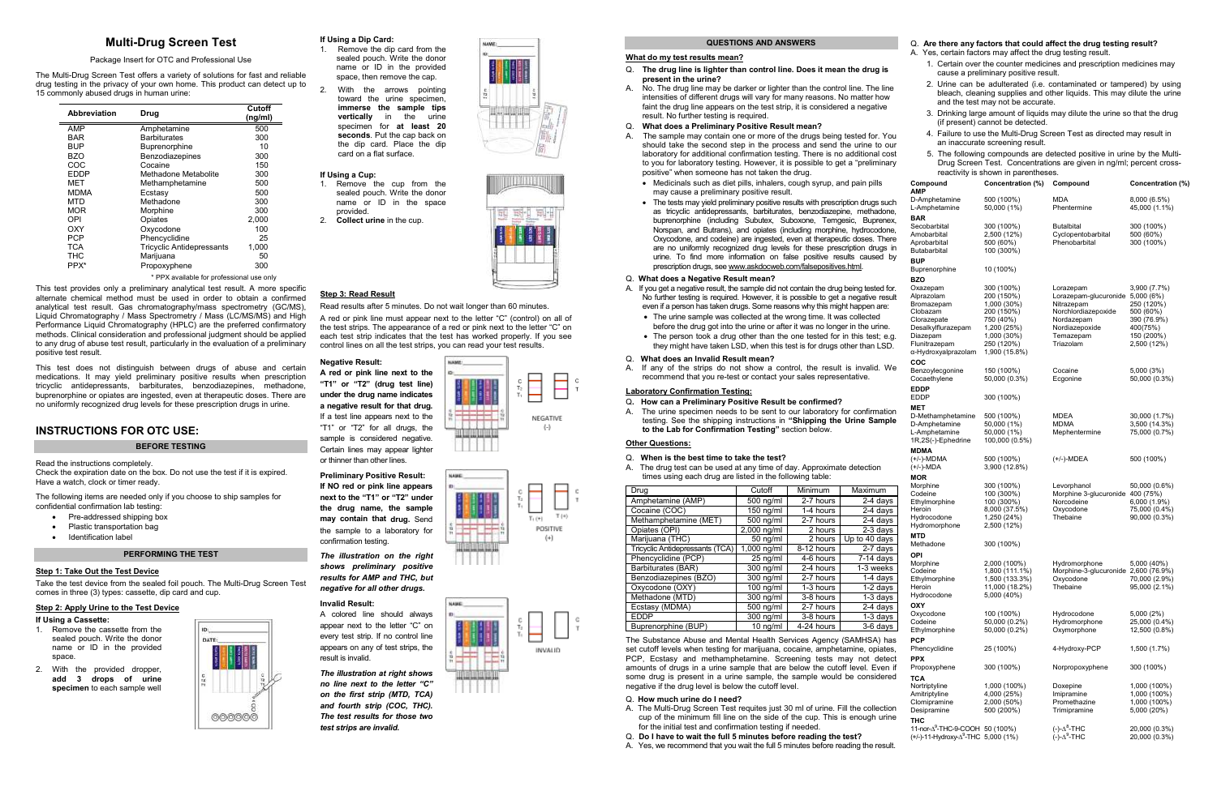# Multi-Drug Screen Test

Package Insert for OTC and Professional Use

The Multi-Drug Screen Test offers a variety of solutions for fast and reliable drug testing in the privacy of your own home. This product can detect up to 15 commonly abused drugs in human urine:

| Abbreviation | Drug | Cutoff (ng/ml) |
|---|---|---|
| AMP | Amphetamine | 500 |
| BAR | Barbiturates | 300 |
| BUP | Buprenorphine | 10 |
| BZO | Benzodiazepines | 300 |
| COC | Cocaine | 150 |
| EDDP | Methadone Metabolite | 300 |
| MET | Methamphetamine | 500 |
| MDMA | Ecstasy | 500 |
| MTD | Methadone | 300 |
| MOR | Morphine | 300 |
| OPI | Opiates | 2,000 |
| OXY | Oxycodone | 100 |
| PCP | Phencyclidine | 25 |
| TCA | Tricyclic Antidepressants | 1,000 |
| THC | Marijuana | 50 |
| PPX* | Propoxyphene | 300 |

\* PPX available for professional use only

This test provides only a preliminary analytical test result. A more specific alternate chemical method must be used in order to obtain a confirmed analytical test result. Gas chromatography/mass spectrometry (GC/MS), Liquid Chromatography / Mass Spectrometry / Mass (LC/MS/MS) and High Performance Liquid Chromatography (HPLC) are the preferred confirmatory methods. Clinical consideration and professional judgment should be applied to any drug of abuse test result, particularly in the evaluation of a preliminary positive test result.

This test does not distinguish between drugs of abuse and certain medications. It may yield preliminary positive results when prescription tricyclic antidepressants, barbiturates, benzodiazepines, methadone, buprenorphine or opiates are ingested, even at therapeutic doses. There are no uniformly recognized drug levels for these prescription drugs in urine.

## INSTRUCTIONS FOR OTC USE:

### BEFORE TESTING

Read the instructions completely.
Check the expiration date on the box. Do not use the test if it is expired.
Have a watch, clock or timer ready.

The following items are needed only if you choose to ship samples for confidential confirmation lab testing:

- Pre-addressed shipping box
- Plastic transportation bag
- Identification label

### PERFORMING THE TEST

**Step 1: Take Out the Test Device**

Take the test device from the sealed foil pouch. The Multi-Drug Screen Test comes in three (3) types: cassette, dip card and cup.

**Step 2: Apply Urine to the Test Device**

**If Using a Cassette:**

1. Remove the cassette from the sealed pouch. Write the donor name or ID in the provided space.
2. With the provided dropper, **add 3 drops of urine specimen** to each sample well

**If Using a Dip Card:**

1. Remove the dip card from the sealed pouch. Write the donor name or ID in the provided space, then remove the cap.
2. With the arrows pointing toward the urine specimen, **immerse the sample tips vertically** in the urine specimen for **at least 20 seconds**. Put the cap back on the dip card. Place the dip card on a flat surface.

**If Using a Cup:**

1. Remove the cup from the sealed pouch. Write the donor name or ID in the space provided.
2. **Collect urine** in the cup.

**Step 3: Read Result**

Read results after 5 minutes. Do not wait longer than 60 minutes.

A red or pink line must appear next to the letter "C" (control) on all of the test strips. The appearance of a red or pink next to the letter "C" on each test strip indicates that the test has worked properly. If you see control lines on all the test strips, you can read your test results.

**Negative Result:**

**A red or pink line next to the "T1" or "T2" (drug test line) under the drug name indicates a negative result for that drug.** If a test line appears next to the "T1" or "T2" for all drugs, the sample is considered negative. Certain lines may appear lighter or thinner than other lines.

**Preliminary Positive Result:**

**If NO red or pink line appears next to the "T1" or "T2" under the drug name, the sample may contain that drug.** Send the sample to a laboratory for confirmation testing.

***The illustration on the right shows preliminary positive results for AMP and THC, but negative for all other drugs.***

**Invalid Result:**

A colored line should always appear next to the letter "C" on every test strip. If no control line appears on any of test strips, the result is invalid.

***The illustration at right shows no line next to the letter "C" on the first strip (MTD, TCA) and fourth strip (COC, THC). The test results for those two test strips are invalid.***

### QUESTIONS AND ANSWERS

**What do my test results mean?**

Q. **The drug line is lighter than control line. Does it mean the drug is present in the urine?**

A. No. The drug line may be darker or lighter than the control line. The line intensities of different drugs will vary for many reasons. No matter how faint the drug line appears on the test strip, it is considered a negative result. No further testing is required.

Q. **What does a Preliminary Positive Result mean?**

A. The sample may contain one or more of the drugs being tested for. You should take the second step in the process and send the urine to our laboratory for additional confirmation testing. There is no additional cost to you for laboratory testing. However, it is possible to get a "preliminary positive" when someone has not taken the drug.

- Medicinals such as diet pills, inhalers, cough syrup, and pain pills may cause a preliminary positive result.
- The tests may yield preliminary positive results with prescription drugs such as tricyclic antidepressants, barbiturates, benzodiazepines, methadone, buprenorphine (including Subutex, Suboxone, Temgesic, Buprenex, Norspan, and Butrans), and opiates (including morphine, hydrocodone, Oxycodone, and codeine) are ingested, even at therapeutic doses. There are no uniformly recognized drug levels for these prescription drugs in urine. To find more information on false positive results caused by prescription drugs, see www.askdocweb.com/falsepositives.html.

Q. **What does a Negative Result mean?**

A. If you get a negative result, the sample did not contain the drug being tested for. No further testing is required. However, it is possible to get a negative result even if a person has taken drugs. Some reasons why this might happen are:

- The urine sample was collected at the wrong time. It was collected before the drug got into the urine or after it was no longer in the urine.
- The person took a drug other than the one tested for in this test; e.g. they might have taken LSD, when this test is for drugs other than LSD.

Q. **What does an Invalid Result mean?**

A. If any of the strips do not show a control, the result is invalid. We recommend that you re-test or contact your sales representative.

**Laboratory Confirmation Testing:**

Q. **How can a Preliminary Positive Result be confirmed?**

A. The urine specimen needs to be sent to our laboratory for confirmation testing. See the shipping instructions in **"Shipping the Urine Sample to the Lab for Confirmation Testing"** section below.

**Other Questions:**

Q. **When is the best time to test?**

A. The drug test can be used at any time of day. Approximate detection times using each drug are listed in the following table:

| Drug | Cutoff | Minimum | Maximum |
|---|---|---|---|
| Amphetamine (AMP) | 500 ng/ml | 2-7 hours | 2-4 days |
| Cocaine (COC) | 150 ng/ml | 1-4 hours | 2-4 days |
| Methamphetamine (MET) | 500 ng/ml | 2-7 hours | 2-4 days |
| Opiates (OPI) | 2,000 ng/ml | 2 hours | 2-3 days |
| Marijuana (THC) | 50 ng/ml | 2 hours | Up to 40 days |
| Tricyclic Antidepressants (TCA) | 1,000 ng/ml | 8-12 hours | 2-7 days |
| Phencyclidine (PCP) | 25 ng/ml | 4-6 hours | 7-14 days |
| Barbiturates (BAR) | 300 ng/ml | 2-4 hours | 1-3 weeks |
| Benzodiazepines (BZO) | 300 ng/ml | 2-7 hours | 1-4 days |
| Oxycodone (OXY) | 100 ng/ml | 1-3 hours | 1-2 days |
| Methadone (MTD) | 300 ng/ml | 3-8 hours | 1-3 days |
| Ecstasy (MDMA) | 500 ng/ml | 2-7 hours | 2-4 days |
| EDDP | 300 ng/ml | 3-8 hours | 1-3 days |
| Buprenorphine (BUP) | 10 ng/ml | 4-24 hours | 3-6 days |

The Substance Abuse and Mental Health Services Agency (SAMHSA) has set cutoff levels when testing for marijuana, cocaine, amphetamine, opiates, PCP, Ecstasy and methamphetamine. Screening tests may not detect amounts of drugs in a urine sample that are below the cutoff level. Even if some drug is present in a urine sample, the sample would be considered negative if the drug level is below the cutoff level.

Q. **How much urine do I need?**

A. The Multi-Drug Screen Test requires just 30 ml of urine. Fill the collection cup of the minimum fill line on the side of the cup. This is enough urine for the initial test and confirmation testing if needed.

Q. **Do I have to wait the full 5 minutes before reading the test?**

A. Yes, we recommend that you wait the full 5 minutes before reading the result.

Q. **Are there any factors that could affect the drug testing result?**

A. Yes, certain factors may affect the drug testing result.

1. Certain over the counter medicines and prescription medicines may cause a preliminary positive result.
2. Urine can be adulterated (i.e. contaminated or tampered) by using bleach, cleaning supplies and other liquids. This may dilute the urine and the test may not be accurate.
3. Drinking large amount of liquids may dilute the urine so that the drug (if present) cannot be detected.
4. Failure to use the Multi-Drug Screen Test as directed may result in an inaccurate screening result.
5. The following compounds are detected positive in urine by the Multi-Drug Screen Test. Concentrations are given in ng/ml; percent cross-reactivity is shown in parentheses.

| Compound | Concentration (%) | Compound | Concentration (%) |
|---|---|---|---|
| **AMP** | | | |
| D-Amphetamine | 500 (100%) | MDA | 8,000 (6.5%) |
| L-Amphetamine | 50,000 (1%) | Phentermine | 45,000 (1.1%) |
| **BAR** | | | |
| Secobarbital | 300 (100%) | Butalbital | 300 (100%) |
| Amobarbital | 2,500 (12%) | Cyclopentobarbital | 500 (60%) |
| Aprobarbital | 500 (60%) | Phenobarbital | 300 (100%) |
| Butabarbital | 100 (300%) | | |
| **BUP** | | | |
| Buprenorphine | 10 (100%) | | |
| **BZO** | | | |
| Oxazepam | 300 (100%) | Lorazepam | 3,900 (7.7%) |
| Alprazolam | 200 (150%) | Lorazepam-glucuronide | 5,000 (6%) |
| Bromazepam | 1,000 (30%) | Nitrazepam | 250 (120%) |
| Clobazam | 200 (150%) | Norchlordiazepoxide | 500 (60%) |
| Clorazepate | 750 (40%) | Nordazepam | 390 (76.9%) |
| Desalkylflurazepam | 1,200 (25%) | Nordiazepoxide | 400(75%) |
| Diazepam | 1,000 (30%) | Temazepam | 150 (200%) |
| Flunitrazepam | 250 (120%) | Triazolam | 2,500 (12%) |
| α-Hydroxyalprazolam | 1,900 (15.8%) | | |
| **COC** | | | |
| Benzoylecgonine | 150 (100%) | Cocaine | 5,000 (3%) |
| Cocaethylene | 50,000 (0.3%) | Ecgonine | 50,000 (0.3%) |
| **EDDP** | | | |
| EDDP | 300 (100%) | | |
| **MET** | | | |
| D-Methamphetamine | 500 (100%) | MDEA | 30,000 (1.7%) |
| D-Amphetamine | 50,000 (1%) | MDMA | 3,500 (14.3%) |
| L-Amphetamine | 50,000 (1%) | Mephentermine | 75,000 (0.7%) |
| 1R,2S(-)-Ephedrine | 100,000 (0.5%) | | |
| **MDMA** | | | |
| (+/-)-MDMA | 500 (100%) | (+/-)-MDEA | 500 (100%) |
| (+/-)-MDA | 3,900 (12.8%) | | |
| **MOR** | | | |
| Morphine | 300 (100%) | Levorphanol | 50,000 (0.6%) |
| Codeine | 100 (300%) | Morphine 3-glucuronide | 400 (75%) |
| Ethylmorphine | 100 (300%) | Norcodeine | 6,000 (1.9%) |
| Heroin | 8,000 (37.5%) | Oxycodone | 75,000 (0.4%) |
| Hydrocodone | 1,250 (24%) | Thebaine | 90,000 (0.3%) |
| Hydromorphone | 2,500 (12%) | | |
| **MTD** | | | |
| Methadone | 300 (100%) | | |
| **OPI** | | | |
| Morphine | 2,000 (100%) | Hydromorphone | 5,000 (40%) |
| Codeine | 1,800 (111.1%) | Morphine-3-glucuronide | 2,600 (76.9%) |
| Ethylmorphine | 1,500 (133.3%) | Oxycodone | 70,000 (2.9%) |
| Heroin | 11,000 (18.2%) | Thebaine | 95,000 (2.1%) |
| Hydrocodone | 5,000 (40%) | | |
| **OXY** | | | |
| Oxycodone | 100 (100%) | Hydrocodone | 5,000 (2%) |
| Codeine | 50,000 (0.2%) | Hydromorphone | 25,000 (0.4%) |
| Ethylmorphine | 50,000 (0.2%) | Oxymorphone | 12,500 (0.8%) |
| **PCP** | | | |
| Phencyclidine | 25 (100%) | 4-Hydroxy-PCP | 1,500 (1.7%) |
| **PPX** | | | |
| Propoxyphene | 300 (100%) | Norpropoxyphene | 300 (100%) |
| **TCA** | | | |
| Nortriptyline | 1,000 (100%) | Doxepine | 1,000 (100%) |
| Amitriptyline | 4,000 (25%) | Imipramine | 1,000 (100%) |
| Clomipramine | 2,000 (50%) | Promethazine | 1,000 (100%) |
| Desipramine | 500 (200%) | Trimipramine | 5,000 (20%) |
| **THC** | | | |
| 11-nor-$\Delta^9$-THC-9-COOH | 50 (100%) | (-)-$\Delta^8$-THC | 20,000 (0.3%) |
| (+/-)-11-Hydroxy-$\Delta^9$-THC | 5,000 (1%) | (-)-$\Delta^9$-THC | 20,000 (0.3%) |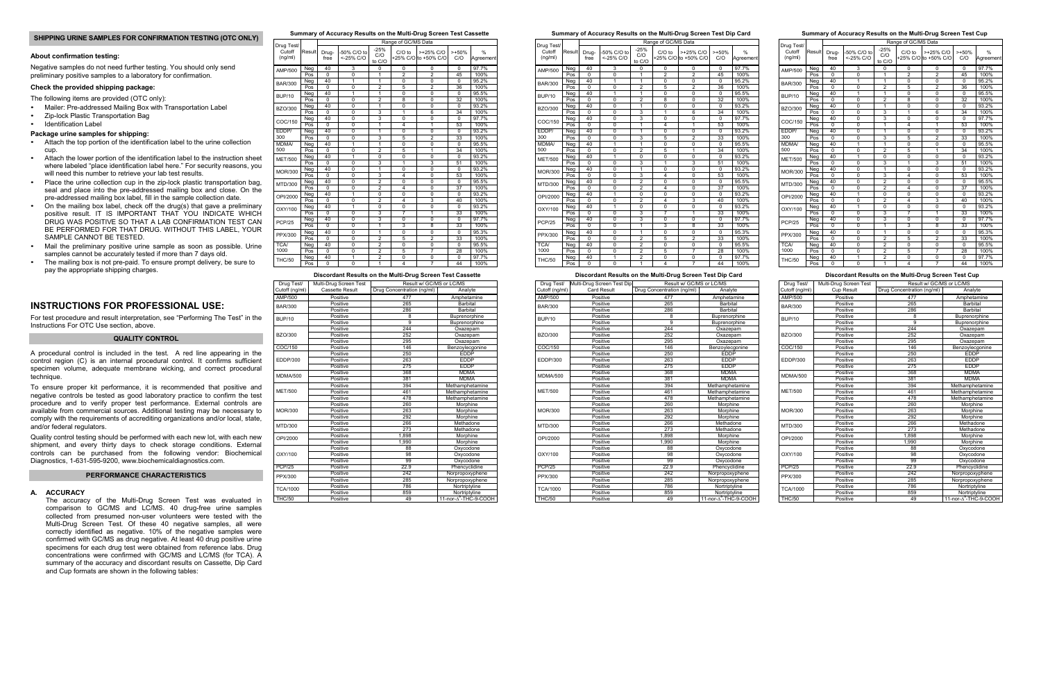### SHIPPING URINE SAMPLES FOR CONFIRMATION TESTING (OTC ONLY)

**About confirmation testing:**

Negative samples do not need further testing. You should only send preliminary positive samples to a laboratory for confirmation.

**Check the provided shipping package:**

The following items are provided (OTC only):

- Mailer: Pre-addressed Mailing Box with Transportation Label
- Zip-lock Plastic Transportation Bag
- Identification Label

**Package urine samples for shipping:**

- Attach the top portion of the identification label to the urine collection cup.
- Attach the lower portion of the identification label to the instruction sheet where labeled "place identification label here." For security reasons, you will need this number to retrieve your lab test results.
- Place the urine collection cup in the zip-lock plastic transportation bag, seal and place into the pre-addressed mailing box and close. On the pre-addressed mailing box label, fill in the sample collection date.
- On the mailing box label, check off the drug(s) that gave a preliminary positive result. IT IS IMPORTANT THAT YOU INDICATE WHICH DRUG WAS POSITIVE SO THAT A LAB CONFIRMATION TEST CAN BE PERFORMED FOR THAT DRUG. WITHOUT THIS LABEL, YOUR SAMPLE CANNOT BE TESTED.
- Mail the preliminary positive urine sample as soon as possible. Urine samples cannot be accurately tested if more than 7 days old.
- The mailing box is not pre-paid. To ensure prompt delivery, be sure to pay the appropriate shipping charges.

## INSTRUCTIONS FOR PROFESSIONAL USE:

For test procedure and result interpretation, see "Performing The Test" in the Instructions For OTC Use section, above.

### QUALITY CONTROL

A procedural control is included in the test. A red line appearing in the control region (C) is an internal procedural control. It confirms sufficient specimen volume, adequate membrane wicking, and correct procedural technique.

To ensure proper kit performance, it is recommended that positive and negative controls be tested as good laboratory practice to confirm the test procedure and to verify proper test performance. External controls are available from commercial sources. Additional testing may be necessary to comply with the requirements of accrediting organizations and/or local state, and/or federal regulators.

Quality control testing should be performed with each new lot, with each new shipment, and every thirty days to check storage conditions. External controls can be purchased from the following vendor: Biochemical Diagnostics, 1-631-595-9200, www.biochemicaldiagnostics.com.

### PERFORMANCE CHARACTERISTICS

**A. ACCURACY**

The accuracy of the Multi-Drug Screen Test was evaluated in comparison to GC/MS and LC/MS. 40 drug-free urine samples collected from presumed non-user volunteers were tested with the Multi-Drug Screen Test. Of these 40 negative samples, all were correctly identified as negative. 10% of the negative samples were confirmed with GC/MS as drug negative. At least 40 drug positive urine specimens for each drug test were obtained from reference labs. Drug concentrations were confirmed with GC/MS and LC/MS (for TCA). A summary of the accuracy and discordant results on Cassette, Dip Card and Cup formats are shown in the following tables:

**Summary of Accuracy Results on the Multi-Drug Screen Test Cassette**

| Drug Test/ Cutoff (ng/ml) | Result | Range of GC/MS Data | | | | | | |
|---|---|---|---|---|---|---|---|---|
| | | Drug-free | -50% C/O to <-25% C/O | -25% C/O to C/O | C/O to +25% C/O | >+25% C/O to +50% C/O | >+50% C/O | % Agreement |
| AMP/500 | Neg | 40 | 3 | 0 | 0 | 0 | 0 | 97.7% |
| | Pos | 0 | 0 | 1 | 2 | 2 | 45 | 100% |
| BAR/300 | Neg | 40 | 1 | 1 | 0 | 0 | 0 | 95.2% |
| | Pos | 0 | 0 | 2 | 5 | 2 | 36 | 100% |
| BUP/10 | Neg | 40 | 1 | 1 | 0 | 0 | 0 | 95.5% |
| | Pos | 0 | 0 | 2 | 8 | 0 | 32 | 100% |
| BZO/300 | Neg | 40 | 0 | 1 | 0 | 0 | 0 | 93.2% |
| | Pos | 0 | 0 | 3 | 1 | 6 | 34 | 100% |
| COC/150 | Neg | 40 | 0 | 3 | 0 | 0 | 0 | 97.7% |
| | Pos | 0 | 0 | 1 | 4 | 1 | 53 | 100% |
| EDDP/ 300 | Neg | 40 | 0 | 1 | 0 | 0 | 0 | 93.2% |
| | Pos | 0 | 0 | 3 | 5 | 2 | 33 | 100% |
| MDMA/ 500 | Neg | 40 | 1 | 1 | 0 | 0 | 0 | 95.5% |
| | Pos | 0 | 0 | 2 | 5 | 1 | 34 | 100% |
| MET/500 | Neg | 40 | 1 | 0 | 0 | 0 | 0 | 93.2% |
| | Pos | 0 | 0 | 3 | 1 | 3 | 51 | 100% |
| MOR/300 | Neg | 40 | 0 | 1 | 0 | 0 | 0 | 93.2% |
| | Pos | 0 | 0 | 3 | 4 | 0 | 53 | 100% |
| MTD/300 | Neg | 40 | 0 | 2 | 0 | 0 | 0 | 95.5% |
| | Pos | 0 | 0 | 2 | 4 | 0 | 37 | 100% |
| OPI/2000 | Neg | 40 | 1 | 1 | 0 | 0 | 0 | 93.2% |
| | Pos | 0 | 0 | 2 | 4 | 3 | 40 | 100% |
| OXY/100 | Neg | 40 | 1 | 0 | 0 | 0 | 0 | 93.2% |
| | Pos | 0 | 0 | 3 | 7 | 1 | 33 | 100% |
| PCP/25 | Neg | 40 | 0 | 3 | 0 | 0 | 0 | 97.7% |
| | Pos | 0 | 0 | 1 | 3 | 8 | 33 | 100% |
| PPX/300 | Neg | 40 | 0 | 1 | 0 | 0 | 0 | 95.3% |
| | Pos | 0 | 0 | 2 | 5 | 2 | 33 | 100% |
| TCA/ 1000 | Neg | 40 | 0 | 2 | 0 | 0 | 0 | 95.5% |
| | Pos | 0 | 0 | 2 | 5 | 7 | 28 | 100% |
| THC/50 | Neg | 40 | 1 | 2 | 0 | 0 | 0 | 97.7% |
| | Pos | 0 | 0 | 1 | 4 | 7 | 44 | 100% |

**Discordant Results on the Multi-Drug Screen Test Cassette**

| Drug Test/ Cutoff (ng/ml) | Multi-Drug Screen Test Cassette Result | Result w/ GC/MS or LC/MS | |
|---|---|---|---|
| | | Drug Concentration (ng/ml) | Analyte |
| AMP/500 | Positive | 477 | Amphetamine |
| BAR/300 | Positive | 265 | Barbital |
| | Positive | 286 | Barbital |
| BUP/10 | Positive | 8 | Buprenorphine |
| | Positive | 9 | Buprenorphine |
| BZO/300 | Positive | 244 | Oxazepam |
| | Positive | 252 | Oxazepam |
| | Positive | 295 | Oxazepam |
| COC/150 | Positive | 146 | Benzoylecgonine |
| EDDP/300 | Positive | 250 | EDDP |
| | Positive | 263 | EDDP |
| | Positive | 275 | EDDP |
| MDMA/500 | Positive | 368 | MDMA |
| | Positive | 381 | MDMA |
| MET/500 | Positive | 394 | Methamphetamine |
| | Positive | 461 | Methamphetamine |
| | Positive | 478 | Methamphetamine |
| MOR/300 | Positive | 260 | Morphine |
| | Positive | 263 | Morphine |
| | Positive | 292 | Morphine |
| MTD/300 | Positive | 266 | Methadone |
| | Positive | 273 | Methadone |
| OPI/2000 | Positive | 1,898 | Morphine |
| | Positive | 1,990 | Morphine |
| OXY/100 | Positive | 88 | Oxycodone |
| | Positive | 98 | Oxycodone |
| | Positive | 99 | Oxycodone |
| PCP/25 | Positive | 22.9 | Phencyclidine |
| PPX/300 | Positive | 242 | Norpropoxyphene |
| | Positive | 285 | Norpropoxyphene |
| TCA/1000 | Positive | 786 | Nortriptyline |
| | Positive | 859 | Nortriptyline |
| THC/50 | Positive | 49 | 11-nor-$\Delta^9$-THC-9-COOH |

**Summary of Accuracy Results on the Multi-Drug Screen Test Dip Card**

| Drug Test/ Cutoff (ng/ml) | Result | Range of GC/MS Data | | | | | | |
|---|---|---|---|---|---|---|---|---|
| | | Drug-free | -50% C/O to <-25% C/O | -25% C/O to C/O | C/O to +25% C/O | >+25% C/O to +50% C/O | >+50% C/O | % Agreement |
| AMP/500 | Neg | 40 | 3 | 0 | 0 | 0 | 0 | 97.7% |
| | Pos | 0 | 0 | 1 | 2 | 2 | 45 | 100% |
| BAR/300 | Neg | 40 | 1 | 1 | 0 | 0 | 0 | 95.2% |
| | Pos | 0 | 0 | 2 | 5 | 2 | 36 | 100% |
| BUP/10 | Neg | 40 | 1 | 1 | 0 | 0 | 0 | 95.5% |
| | Pos | 0 | 0 | 2 | 8 | 0 | 32 | 100% |
| BZO/300 | Neg | 40 | 0 | 1 | 0 | 0 | 0 | 93.2% |
| | Pos | 0 | 0 | 3 | 1 | 6 | 34 | 100% |
| COC/150 | Neg | 40 | 0 | 3 | 0 | 0 | 0 | 97.7% |
| | Pos | 0 | 0 | 1 | 4 | 1 | 53 | 100% |
| EDDP/ 300 | Neg | 40 | 0 | 1 | 0 | 0 | 0 | 93.2% |
| | Pos | 0 | 0 | 3 | 5 | 2 | 33 | 100% |
| MDMA/ 500 | Neg | 40 | 1 | 1 | 0 | 0 | 0 | 95.5% |
| | Pos | 0 | 0 | 2 | 5 | 1 | 34 | 100% |
| MET/500 | Neg | 40 | 1 | 0 | 0 | 0 | 0 | 93.2% |
| | Pos | 0 | 0 | 3 | 1 | 3 | 51 | 100% |
| MOR/300 | Neg | 40 | 0 | 1 | 0 | 0 | 0 | 93.2% |
| | Pos | 0 | 0 | 3 | 4 | 0 | 53 | 100% |
| MTD/300 | Neg | 40 | 0 | 2 | 0 | 0 | 0 | 95.5% |
| | Pos | 0 | 0 | 2 | 4 | 0 | 37 | 100% |
| OPI/2000 | Neg | 40 | 1 | 1 | 0 | 0 | 0 | 93.2% |
| | Pos | 0 | 0 | 2 | 4 | 3 | 40 | 100% |
| OXY/100 | Neg | 40 | 1 | 0 | 0 | 0 | 0 | 93.2% |
| | Pos | 0 | 0 | 3 | 7 | 1 | 33 | 100% |
| PCP/25 | Neg | 40 | 0 | 3 | 0 | 0 | 0 | 97.7% |
| | Pos | 0 | 0 | 1 | 3 | 8 | 33 | 100% |
| PPX/300 | Neg | 40 | 0 | 1 | 0 | 0 | 0 | 95.3% |
| | Pos | 0 | 0 | 2 | 5 | 2 | 33 | 100% |
| TCA/ 1000 | Neg | 40 | 0 | 2 | 0 | 0 | 0 | 95.5% |
| | Pos | 0 | 0 | 2 | 5 | 7 | 28 | 100% |
| THC/50 | Neg | 40 | 1 | 2 | 0 | 0 | 0 | 97.7% |
| | Pos | 0 | 0 | 1 | 4 | 7 | 44 | 100% |

**Discordant Results on the Multi-Drug Screen Test Dip Card**

| Drug Test/ Cutoff (ng/ml) | Multi-Drug Screen Test Dip Card Result | Result w/ GC/MS or LC/MS | |
|---|---|---|---|
| | | Drug Concentration (ng/ml) | Analyte |
| AMP/500 | Positive | 477 | Amphetamine |
| BAR/300 | Positive | 265 | Barbital |
| | Positive | 286 | Barbital |
| BUP/10 | Positive | 8 | Buprenorphine |
| | Positive | 9 | Buprenorphine |
| BZO/300 | Positive | 244 | Oxazepam |
| | Positive | 252 | Oxazepam |
| | Positive | 295 | Oxazepam |
| COC/150 | Positive | 146 | Benzoylecgonine |
| EDDP/300 | Positive | 250 | EDDP |
| | Positive | 263 | EDDP |
| | Positive | 275 | EDDP |
| MDMA/500 | Positive | 368 | MDMA |
| | Positive | 381 | MDMA |
| MET/500 | Positive | 394 | Methamphetamine |
| | Positive | 461 | Methamphetamine |
| | Positive | 478 | Methamphetamine |
| MOR/300 | Positive | 260 | Morphine |
| | Positive | 263 | Morphine |
| | Positive | 292 | Morphine |
| MTD/300 | Positive | 266 | Methadone |
| | Positive | 273 | Methadone |
| OPI/2000 | Positive | 1,898 | Morphine |
| | Positive | 1,990 | Morphine |
| OXY/100 | Positive | 88 | Oxycodone |
| | Positive | 98 | Oxycodone |
| | Positive | 99 | Oxycodone |
| PCP/25 | Positive | 22.9 | Phencyclidine |
| PPX/300 | Positive | 242 | Norpropoxyphene |
| | Positive | 285 | Norpropoxyphene |
| TCA/1000 | Positive | 786 | Nortriptyline |
| | Positive | 859 | Nortriptyline |
| THC/50 | Positive | 49 | 11-nor-$\Delta^9$-THC-9-COOH |

**Summary of Accuracy Results on the Multi-Drug Screen Test Cup**

| Drug Test/ Cutoff (ng/ml) | Result | Range of GC/MS Data | | | | | | |
|---|---|---|---|---|---|---|---|---|
| | | Drug-free | -50% C/O to <-25% C/O | -25% C/O to C/O | C/O to +25% C/O | >+25% C/O to +50% C/O | >+50% C/O | % Agreement |
| AMP/500 | Neg | 40 | 3 | 0 | 0 | 0 | 0 | 97.7% |
| | Pos | 0 | 0 | 1 | 2 | 2 | 45 | 100% |
| BAR/300 | Neg | 40 | 1 | 1 | 0 | 0 | 0 | 95.2% |
| | Pos | 0 | 0 | 2 | 5 | 2 | 36 | 100% |
| BUP/10 | Neg | 40 | 1 | 1 | 0 | 0 | 0 | 95.5% |
| | Pos | 0 | 0 | 2 | 8 | 0 | 32 | 100% |
| BZO/300 | Neg | 40 | 0 | 1 | 0 | 0 | 0 | 93.2% |
| | Pos | 0 | 0 | 3 | 1 | 6 | 34 | 100% |
| COC/150 | Neg | 40 | 0 | 3 | 0 | 0 | 0 | 97.7% |
| | Pos | 0 | 0 | 1 | 4 | 1 | 53 | 100% |
| EDDP/ 300 | Neg | 40 | 0 | 1 | 0 | 0 | 0 | 93.2% |
| | Pos | 0 | 0 | 3 | 5 | 2 | 33 | 100% |
| MDMA/ 500 | Neg | 40 | 1 | 1 | 0 | 0 | 0 | 95.5% |
| | Pos | 0 | 0 | 2 | 5 | 1 | 34 | 100% |
| MET/500 | Neg | 40 | 1 | 0 | 0 | 0 | 0 | 93.2% |
| | Pos | 0 | 0 | 3 | 1 | 3 | 51 | 100% |
| MOR/300 | Neg | 40 | 0 | 1 | 0 | 0 | 0 | 93.2% |
| | Pos | 0 | 0 | 3 | 4 | 0 | 53 | 100% |
| MTD/300 | Neg | 40 | 0 | 2 | 0 | 0 | 0 | 95.5% |
| | Pos | 0 | 0 | 2 | 4 | 0 | 37 | 100% |
| OPI/2000 | Neg | 40 | 1 | 1 | 0 | 0 | 0 | 93.2% |
| | Pos | 0 | 0 | 2 | 4 | 3 | 40 | 100% |
| OXY/100 | Neg | 40 | 1 | 0 | 0 | 0 | 0 | 93.2% |
| | Pos | 0 | 0 | 3 | 7 | 1 | 33 | 100% |
| PCP/25 | Neg | 40 | 0 | 3 | 0 | 0 | 0 | 97.7% |
| | Pos | 0 | 0 | 1 | 3 | 8 | 33 | 100% |
| PPX/300 | Neg | 40 | 0 | 1 | 0 | 0 | 0 | 95.3% |
| | Pos | 0 | 0 | 2 | 5 | 2 | 33 | 100% |
| TCA/ 1000 | Neg | 40 | 0 | 2 | 0 | 0 | 0 | 95.5% |
| | Pos | 0 | 0 | 2 | 5 | 7 | 28 | 100% |
| THC/50 | Neg | 40 | 1 | 2 | 0 | 0 | 0 | 97.7% |
| | Pos | 0 | 0 | 1 | 4 | 7 | 44 | 100% |

**Discordant Results on the Multi-Drug Screen Test Cup**

| Drug Test/ Cutoff (ng/ml) | Multi-Drug Screen Test Cup Result | Result w/ GC/MS or LC/MS | |
|---|---|---|---|
| | | Drug Concentration (ng/ml) | Analyte |
| AMP/500 | Positive | 477 | Amphetamine |
| BAR/300 | Positive | 265 | Barbital |
| | Positive | 286 | Barbital |
| BUP/10 | Positive | 8 | Buprenorphine |
| | Positive | 9 | Buprenorphine |
| BZO/300 | Positive | 244 | Oxazepam |
| | Positive | 252 | Oxazepam |
| | Positive | 295 | Oxazepam |
| COC/150 | Positive | 146 | Benzoylecgonine |
| EDDP/300 | Positive | 250 | EDDP |
| | Positive | 263 | EDDP |
| | Positive | 275 | EDDP |
| MDMA/500 | Positive | 368 | MDMA |
| | Positive | 381 | MDMA |
| MET/500 | Positive | 394 | Methamphetamine |
| | Positive | 461 | Methamphetamine |
| | Positive | 478 | Methamphetamine |
| MOR/300 | Positive | 260 | Morphine |
| | Positive | 263 | Morphine |
| | Positive | 292 | Morphine |
| MTD/300 | Positive | 266 | Methadone |
| | Positive | 273 | Methadone |
| OPI/2000 | Positive | 1,898 | Morphine |
| | Positive | 1,990 | Morphine |
| OXY/100 | Positive | 88 | Oxycodone |
| | Positive | 98 | Oxycodone |
| | Positive | 99 | Oxycodone |
| PCP/25 | Positive | 22.9 | Phencyclidine |
| PPX/300 | Positive | 242 | Norpropoxyphene |
| | Positive | 285 | Norpropoxyphene |
| TCA/1000 | Positive | 786 | Nortriptyline |
| | Positive | 859 | Nortriptyline |
| THC/50 | Positive | 49 | 11-nor-$\Delta^9$-THC-9-COOH |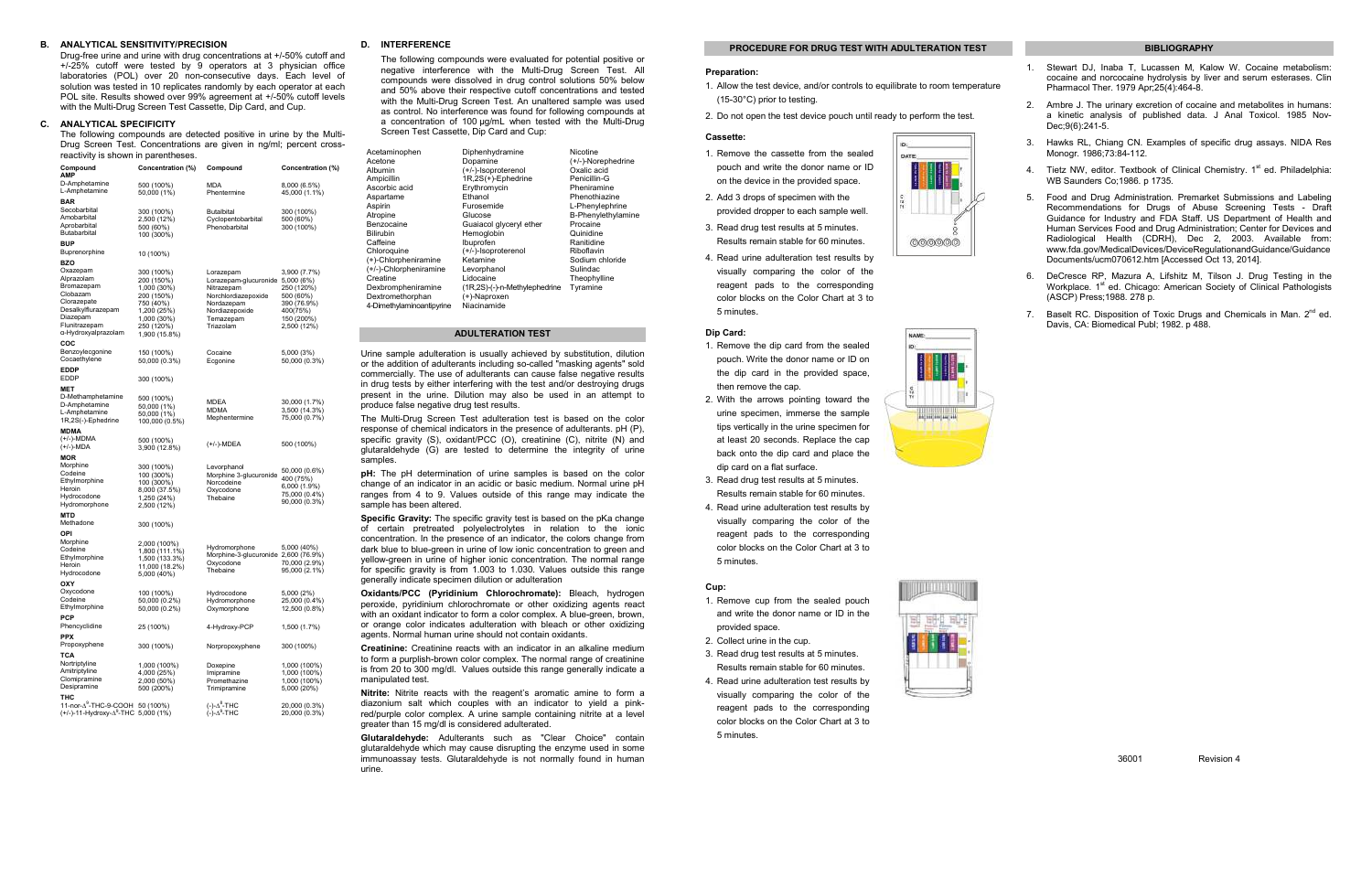## B. ANALYTICAL SENSITIVITY/PRECISION

Drug-free urine and urine with drug concentrations at +/-50% cutoff and +/-25% cutoff were tested by 9 operators at 3 physician office laboratories (POL) over 20 non-consecutive days. Each level of solution was tested in 10 replicates randomly by each operator at each POL site. Results showed over 99% agreement at +/-50% cutoff levels with the Multi-Drug Screen Test Cassette, Dip Card, and Cup.

## C. ANALYTICAL SPECIFICITY

The following compounds are detected positive in urine by the Multi-Drug Screen Test. Concentrations are given in ng/ml; percent cross-reactivity is shown in parentheses.

| Compound | Concentration (%) | Compound | Concentration (%) |
|---|---|---|---|
| **AMP** | | | |
| D-Amphetamine | 500 (100%) | MDA | 8,000 (6.5%) |
| L-Amphetamine | 50,000 (1%) | Phentermine | 45,000 (1.1%) |
| **BAR** | | | |
| Secobarbital | 300 (100%) | Butalbital | 300 (100%) |
| Amobarbital | 2,500 (12%) | Cyclopentobarbital | 500 (60%) |
| Aprobarbital | 500 (60%) | Phenobarbital | 300 (100%) |
| Butabarbital | 100 (300%) | | |
| **BUP** | | | |
| Buprenorphine | 10 (100%) | | |
| **BZO** | | | |
| Oxazepam | 300 (100%) | Lorazepam | 3,900 (7.7%) |
| Alprazolam | 200 (150%) | Lorazepam-glucuronide | 5,000 (6%) |
| Bromazepam | 1,000 (30%) | Nitrazepam | 250 (120%) |
| Clobazam | 200 (150%) | Norchlordiazepoxide | 500 (60%) |
| Clorazepate | 750 (40%) | Nordazepam | 390 (76.9%) |
| Desalkylflurazepam | 1,200 (25%) | Nordiazepoxide | 400(75%) |
| Diazepam | 1,000 (30%) | Temazepam | 150 (200%) |
| Flunitrazepam | 250 (120%) | Triazolam | 2,500 (12%) |
| α-Hydroxyalprazolam | 1,900 (15.8%) | | |
| **COC** | | | |
| Benzoylecgonine | 150 (100%) | Cocaine | 5,000 (3%) |
| Cocaethylene | 50,000 (0.3%) | Ecgonine | 50,000 (0.3%) |
| **EDDP** | | | |
| EDDP | 300 (100%) | | |
| **MET** | | | |
| D-Methamphetamine | 500 (100%) | MDEA | 30,000 (1.7%) |
| D-Amphetamine | 50,000 (1%) | MDMA | 3,500 (14.3%) |
| L-Amphetamine | 50,000 (1%) | Mephentermine | 75,000 (0.7%) |
| 1R,2S(-)-Ephedrine | 100,000 (0.5%) | | |
| **MDMA** | | | |
| (+/-)-MDMA | 500 (100%) | (+/-)-MDEA | 500 (100%) |
| (+/-)-MDA | 3,900 (12.8%) | | |
| **MOR** | | | |
| Morphine | 300 (100%) | Levorphanol | 50,000 (0.6%) |
| Codeine | 100 (300%) | Morphine 3-glucuronide | 400 (75%) |
| Ethylmorphine | 100 (300%) | Norcodeine | 6,000 (1.9%) |
| Heroin | 8,000 (37.5%) | Oxycodone | 75,000 (0.4%) |
| Hydrocodone | 1,250 (24%) | Thebaine | 90,000 (0.3%) |
| Hydromorphone | 2,500 (12%) | | |
| **MTD** | | | |
| Methadone | 300 (100%) | | |
| **OPI** | | | |
| Morphine | 2,000 (100%) | Hydromorphone | 5,000 (40%) |
| Codeine | 1,800 (111.1%) | Morphine-3-glucuronide | 2,600 (76.9%) |
| Ethylmorphine | 1,500 (133.3%) | Oxycodone | 70,000 (2.9%) |
| Heroin | 11,000 (18.2%) | Thebaine | 95,000 (2.1%) |
| Hydrocodone | 5,000 (40%) | | |
| **OXY** | | | |
| Oxycodone | 100 (100%) | Hydrocodone | 5,000 (2%) |
| Codeine | 50,000 (0.2%) | Hydromorphone | 25,000 (0.4%) |
| Ethylmorphine | 50,000 (0.2%) | Oxymorphone | 12,500 (0.8%) |
| **PCP** | | | |
| Phencyclidine | 25 (100%) | 4-Hydroxy-PCP | 1,500 (1.7%) |
| **PPX** | | | |
| Propoxyphene | 300 (100%) | Norpropoxyphene | 300 (100%) |
| **TCA** | | | |
| Nortriptyline | 1,000 (100%) | Doxepine | 1,000 (100%) |
| Amitriptyline | 4,000 (25%) | Imipramine | 1,000 (100%) |
| Clomipramine | 2,000 (50%) | Promethazine | 1,000 (100%) |
| Desipramine | 500 (200%) | Trimipramine | 5,000 (20%) |
| **THC** | | | |
| 11-nor-$\Delta^9$-THC-9-COOH | 50 (100%) | (-)-$\Delta^8$-THC | 20,000 (0.3%) |
| (+/-)-11-Hydroxy-$\Delta^9$-THC | 5,000 (1%) | (-)-$\Delta^9$-THC | 20,000 (0.3%) |

## D. INTERFERENCE

The following compounds were evaluated for potential positive or negative interference with the Multi-Drug Screen Test. All compounds were dissolved in drug control solutions 50% below and 50% above their respective cutoff concentrations and tested with the Multi-Drug Screen Test. An unaltered sample was used as control. No interference was found for following compounds at a concentration of 100 µg/mL when tested with the Multi-Drug Screen Test Cassette, Dip Card and Cup:

| | | |
|---|---|---|
| Acetaminophen | Diphenhydramine | Nicotine |
| Acetone | Dopamine | (+/-)-Norephedrine |
| Albumin | (+/-)-Isoproterenol | Oxalic acid |
| Ampicillin | 1R,2S(+)-Ephedrine | Penicillin-G |
| Ascorbic acid | Erythromycin | Pheniramine |
| Aspartame | Ethanol | Phenothiazine |
| Aspirin | Furosemide | L-Phenylephrine |
| Atropine | Glucose | Β-Phenylethylamine |
| Benzocaine | Guaiacol glyceryl ether | Procaine |
| Bilirubin | Hemoglobin | Quinidine |
| Caffeine | Ibuprofen | Ranitidine |
| Chloroquine | (+/-)-Isoproterenol | Riboflavin |
| (+)-Chlorpheniramine | Ketamine | Sodium chloride |
| (+/-)-Chlorpheniramine | Levorphanol | Sulindac |
| Creatine | Lidocaine | Theophylline |
| Dexbrompheniramine | (1R,2S)-(-)-n-Methylephedrine | Tyramine |
| Dextromethorphan | (+)-Naproxen | |
| 4-Dimethylaminoantipyrine | Niacinamide | |

## ADULTERATION TEST

Urine sample adulteration is usually achieved by substitution, dilution or the addition of adulterants including so-called "masking agents" sold commercially. The use of adulterants can cause false negative results in drug tests by either interfering with the test and/or destroying drugs present in the urine. Dilution may also be used in an attempt to produce false negative drug test results.

The Multi-Drug Screen Test adulteration test is based on the color response of chemical indicators in the presence of adulterants. pH (P), specific gravity (S), oxidant/PCC (O), creatinine (C), nitrite (N) and glutaraldehyde (G) are tested to determine the integrity of urine samples.

**pH:** The pH determination of urine samples is based on the color change of an indicator in an acidic or basic medium. Normal urine pH ranges from 4 to 9. Values outside of this range may indicate the sample has been altered.

**Specific Gravity:** The specific gravity test is based on the pKa change of certain pretreated polyelectrolytes in relation to the ionic concentration. In the presence of an indicator, the colors change from dark blue to blue-green in urine of low ionic concentration to green and yellow-green in urine of higher ionic concentration. The normal range for specific gravity is from 1.003 to 1.030. Values outside this range generally indicate specimen dilution or adulteration

**Oxidants/PCC (Pyridinium Chlorochromate):** Bleach, hydrogen peroxide, pyridinium chlorochromate or other oxidizing agents react with an oxidant indicator to form a color complex. A blue-green, brown, or orange color indicates adulteration with bleach or other oxidizing agents. Normal human urine should not contain oxidants.

**Creatinine:** Creatinine reacts with an indicator in an alkaline medium to form a purplish-brown color complex. The normal range of creatinine is from 20 to 300 mg/dl. Values outside this range generally indicate a manipulated test.

**Nitrite:** Nitrite reacts with the reagent's aromatic amine to form a diazonium salt which couples with an indicator to yield a pink-red/purple color complex. A urine sample containing nitrite at a level greater than 15 mg/dl is considered adulterated.

**Glutaraldehyde:** Adulterants such as "Clear Choice" contain glutaraldehyde which may cause disrupting the enzyme used in some immunoassay tests. Glutaraldehyde is not normally found in human urine.

## PROCEDURE FOR DRUG TEST WITH ADULTERATION TEST

### Preparation:

1. Allow the test device, and/or controls to equilibrate to room temperature (15-30°C) prior to testing.
2. Do not open the test device pouch until ready to perform the test.

### Cassette:

1. Remove the cassette from the sealed pouch and write the donor name or ID on the device in the provided space.
2. Add 3 drops of specimen with the provided dropper to each sample well.
3. Read drug test results at 5 minutes. Results remain stable for 60 minutes.
4. Read urine adulteration test results by visually comparing the color of the reagent pads to the corresponding color blocks on the Color Chart at 3 to 5 minutes.

### Dip Card:

1. Remove the dip card from the sealed pouch. Write the donor name or ID on the dip card in the provided space, then remove the cap.
2. With the arrows pointing toward the urine specimen, immerse the sample tips vertically in the urine specimen for at least 20 seconds. Replace the cap back onto the dip card and place the dip card on a flat surface.
3. Read drug test results at 5 minutes. Results remain stable for 60 minutes.
4. Read urine adulteration test results by visually comparing the color of the reagent pads to the corresponding color blocks on the Color Chart at 3 to 5 minutes.

### Cup:

1. Remove cup from the sealed pouch and write the donor name or ID in the provided space.
2. Collect urine in the cup.
3. Read drug test results at 5 minutes. Results remain stable for 60 minutes.
4. Read urine adulteration test results by visually comparing the color of the reagent pads to the corresponding color blocks on the Color Chart at 3 to 5 minutes.

## BIBLIOGRAPHY

1. Stewart DJ, Inaba T, Lucassen M, Kalow W. Cocaine metabolism: cocaine and norcocaine hydrolysis by liver and serum esterases. Clin Pharmacol Ther. 1979 Apr;25(4):464-8.
2. Ambre J. The urinary excretion of cocaine and metabolites in humans: a kinetic analysis of published data. J Anal Toxicol. 1985 Nov-Dec;9(6):241-5.
3. Hawks RL, Chiang CN. Examples of specific drug assays. NIDA Res Monogr. 1986;73:84-112.
4. Tietz NW, editor. Textbook of Clinical Chemistry. 1st ed. Philadelphia: WB Saunders Co;1986. p 1735.
5. Food and Drug Administration. Premarket Submissions and Labeling Recommendations for Drugs of Abuse Screening Tests - Draft Guidance for Industry and FDA Staff. US Department of Health and Human Services Food and Drug Administration; Center for Devices and Radiological Health (CDRH), Dec 2, 2003. Available from: www.fda.gov/MedicalDevices/DeviceRegulationandGuidance/GuidanceDocuments/ucm070612.htm [Accessed Oct 13, 2014].
6. DeCresce RP, Mazura A, Lifshitz M, Tilson J. Drug Testing in the Workplace. 1st ed. Chicago: American Society of Clinical Pathologists (ASCP) Press;1988. 278 p.
7. Baselt RC. Disposition of Toxic Drugs and Chemicals in Man. 2nd ed. Davis, CA: Biomedical Publ; 1982. p 488.

36001 Revision 4